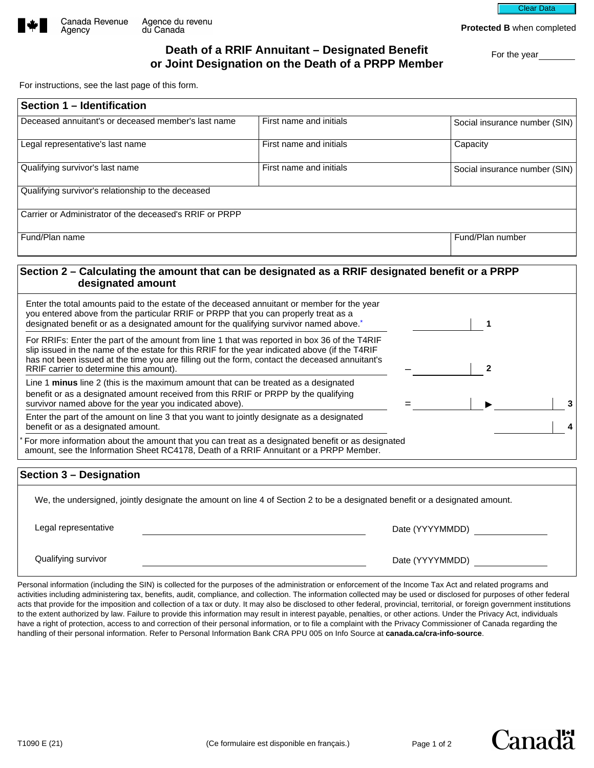Canada Revenue Agency | Agence du revenu du Canada

Clear Data

**Protected B** when completed

# Death of a RRIF Annuitant – Designated Benefit or Joint Designation on the Death of a PRPP Member

For the year ________

For instructions, see the last page of this form.

## Section 1 – Identification

| Deceased annuitant's or deceased member's last name | First name and initials | Social insurance number (SIN) |
|---|---|---|
| Legal representative's last name | First name and initials | Capacity |
| Qualifying survivor's last name | First name and initials | Social insurance number (SIN) |
| Qualifying survivor's relationship to the deceased | | |
| Carrier or Administrator of the deceased's RRIF or PRPP | | |
| Fund/Plan name | | Fund/Plan number |

## Section 2 – Calculating the amount that can be designated as a RRIF designated benefit or a PRPP designated amount

| Description | | Line |
|---|---|---|
| Enter the total amounts paid to the estate of the deceased annuitant or member for the year you entered above from the particular RRIF or PRPP that you can properly treat as a designated benefit or as a designated amount for the qualifying survivor named above.* | ________ | 1 |
| For RRIFs: Enter the part of the amount from line 1 that was reported in box 36 of the T4RIF slip issued in the name of the estate for this RRIF for the year indicated above (if the T4RIF has not been issued at the time you are filling out the form, contact the deceased annuitant's RRIF carrier to determine this amount). | – ________ | 2 |
| Line 1 **minus** line 2 (this is the maximum amount that can be treated as a designated benefit or as a designated amount received from this RRIF or PRPP by the qualifying survivor named above for the year you indicated above). | = ________ ▶ ________ | 3 |
| Enter the part of the amount on line 3 that you want to jointly designate as a designated benefit or as a designated amount. | ________ | 4 |

* For more information about the amount that you can treat as a designated benefit or as designated amount, see the Information Sheet RC4178, Death of a RRIF Annuitant or a PRPP Member.

## Section 3 – Designation

We, the undersigned, jointly designate the amount on line 4 of Section 2 to be a designated benefit or a designated amount.

Legal representative ______________________ Date (YYYYMMDD) __________

Qualifying survivor ______________________ Date (YYYYMMDD) __________

Personal information (including the SIN) is collected for the purposes of the administration or enforcement of the Income Tax Act and related programs and activities including administering tax, benefits, audit, compliance, and collection. The information collected may be used or disclosed for purposes of other federal acts that provide for the imposition and collection of a tax or duty. It may also be disclosed to other federal, provincial, territorial, or foreign government institutions to the extent authorized by law. Failure to provide this information may result in interest payable, penalties, or other actions. Under the Privacy Act, individuals have a right of protection, access to and correction of their personal information, or to file a complaint with the Privacy Commissioner of Canada regarding the handling of their personal information. Refer to Personal Information Bank CRA PPU 005 on Info Source at **canada.ca/cra-info-source**.

T1090 E (21) (Ce formulaire est disponible en français.)

Canada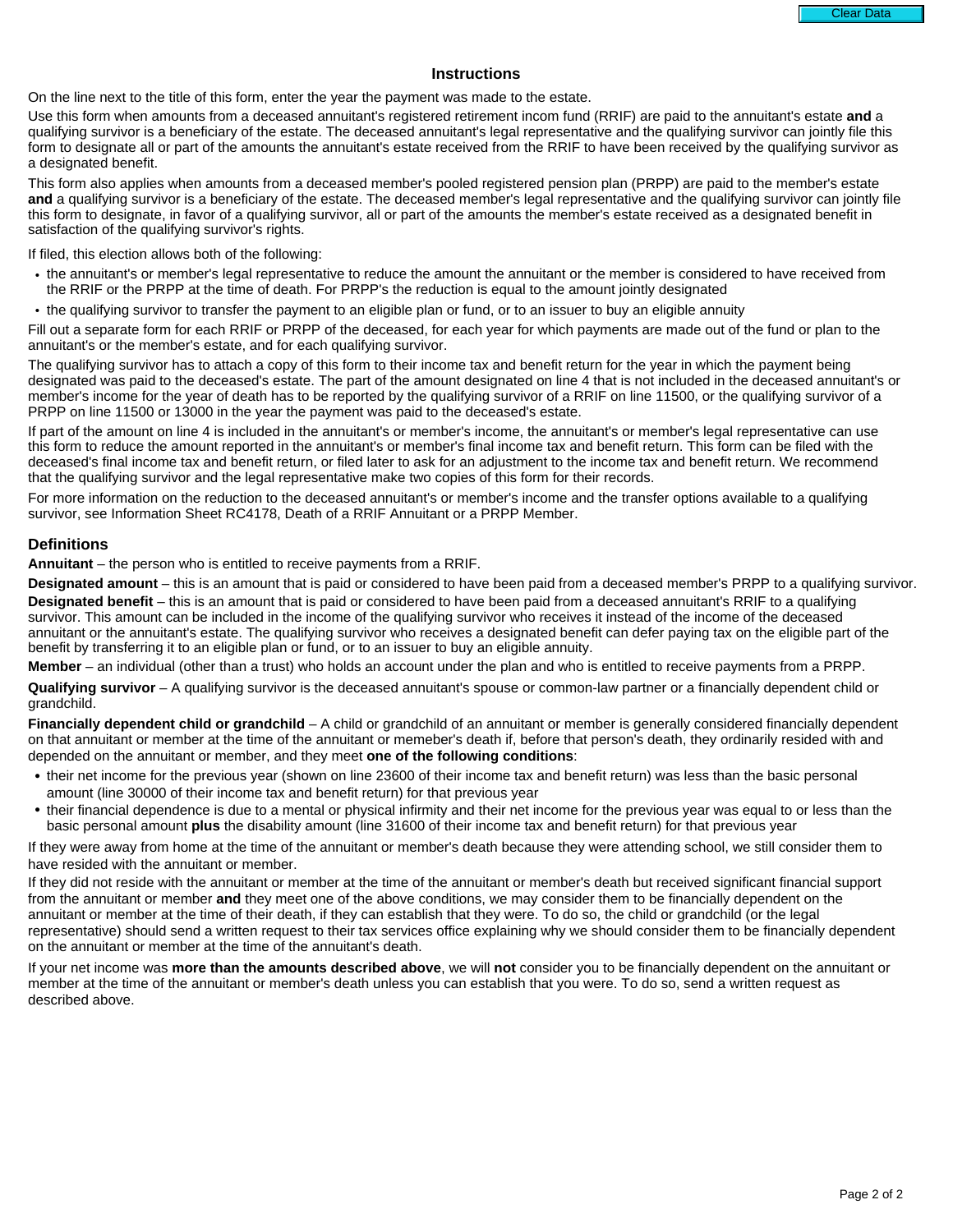## Instructions

On the line next to the title of this form, enter the year the payment was made to the estate.

Use this form when amounts from a deceased annuitant's registered retirement incom fund (RRIF) are paid to the annuitant's estate **and** a qualifying survivor is a beneficiary of the estate. The deceased annuitant's legal representative and the qualifying survivor can jointly file this form to designate all or part of the amounts the annuitant's estate received from the RRIF to have been received by the qualifying survivor as a designated benefit.

This form also applies when amounts from a deceased member's pooled registered pension plan (PRPP) are paid to the member's estate **and** a qualifying survivor is a beneficiary of the estate. The deceased member's legal representative and the qualifying survivor can jointly file this form to designate, in favor of a qualifying survivor, all or part of the amounts the member's estate received as a designated benefit in satisfaction of the qualifying survivor's rights.

If filed, this election allows both of the following:

- the annuitant's or member's legal representative to reduce the amount the annuitant or the member is considered to have received from the RRIF or the PRPP at the time of death. For PRPP's the reduction is equal to the amount jointly designated
- the qualifying survivor to transfer the payment to an eligible plan or fund, or to an issuer to buy an eligible annuity

Fill out a separate form for each RRIF or PRPP of the deceased, for each year for which payments are made out of the fund or plan to the annuitant's or the member's estate, and for each qualifying survivor.

The qualifying survivor has to attach a copy of this form to their income tax and benefit return for the year in which the payment being designated was paid to the deceased's estate. The part of the amount designated on line 4 that is not included in the deceased annuitant's or member's income for the year of death has to be reported by the qualifying survivor of a RRIF on line 11500, or the qualifying survivor of a PRPP on line 11500 or 13000 in the year the payment was paid to the deceased's estate.

If part of the amount on line 4 is included in the annuitant's or member's income, the annuitant's or member's legal representative can use this form to reduce the amount reported in the annuitant's or member's final income tax and benefit return. This form can be filed with the deceased's final income tax and benefit return, or filed later to ask for an adjustment to the income tax and benefit return. We recommend that the qualifying survivor and the legal representative make two copies of this form for their records.

For more information on the reduction to the deceased annuitant's or member's income and the transfer options available to a qualifying survivor, see Information Sheet RC4178, Death of a RRIF Annuitant or a PRPP Member.

## Definitions

**Annuitant** – the person who is entitled to receive payments from a RRIF.

**Designated amount** – this is an amount that is paid or considered to have been paid from a deceased member's PRPP to a qualifying survivor.

**Designated benefit** – this is an amount that is paid or considered to have been paid from a deceased annuitant's RRIF to a qualifying survivor. This amount can be included in the income of the qualifying survivor who receives it instead of the income of the deceased annuitant or the annuitant's estate. The qualifying survivor who receives a designated benefit can defer paying tax on the eligible part of the benefit by transferring it to an eligible plan or fund, or to an issuer to buy an eligible annuity.

**Member** – an individual (other than a trust) who holds an account under the plan and who is entitled to receive payments from a PRPP.

**Qualifying survivor** – A qualifying survivor is the deceased annuitant's spouse or common-law partner or a financially dependent child or grandchild.

**Financially dependent child or grandchild** – A child or grandchild of an annuitant or member is generally considered financially dependent on that annuitant or member at the time of the annuitant or memeber's death if, before that person's death, they ordinarily resided with and depended on the annuitant or member, and they meet **one of the following conditions**:

- their net income for the previous year (shown on line 23600 of their income tax and benefit return) was less than the basic personal amount (line 30000 of their income tax and benefit return) for that previous year
- their financial dependence is due to a mental or physical infirmity and their net income for the previous year was equal to or less than the basic personal amount **plus** the disability amount (line 31600 of their income tax and benefit return) for that previous year

If they were away from home at the time of the annuitant or member's death because they were attending school, we still consider them to have resided with the annuitant or member.

If they did not reside with the annuitant or member at the time of the annuitant or member's death but received significant financial support from the annuitant or member **and** they meet one of the above conditions, we may consider them to be financially dependent on the annuitant or member at the time of their death, if they can establish that they were. To do so, the child or grandchild (or the legal representative) should send a written request to their tax services office explaining why we should consider them to be financially dependent on the annuitant or member at the time of the annuitant's death.

If your net income was **more than the amounts described above**, we will **not** consider you to be financially dependent on the annuitant or member at the time of the annuitant or member's death unless you can establish that you were. To do so, send a written request as described above.